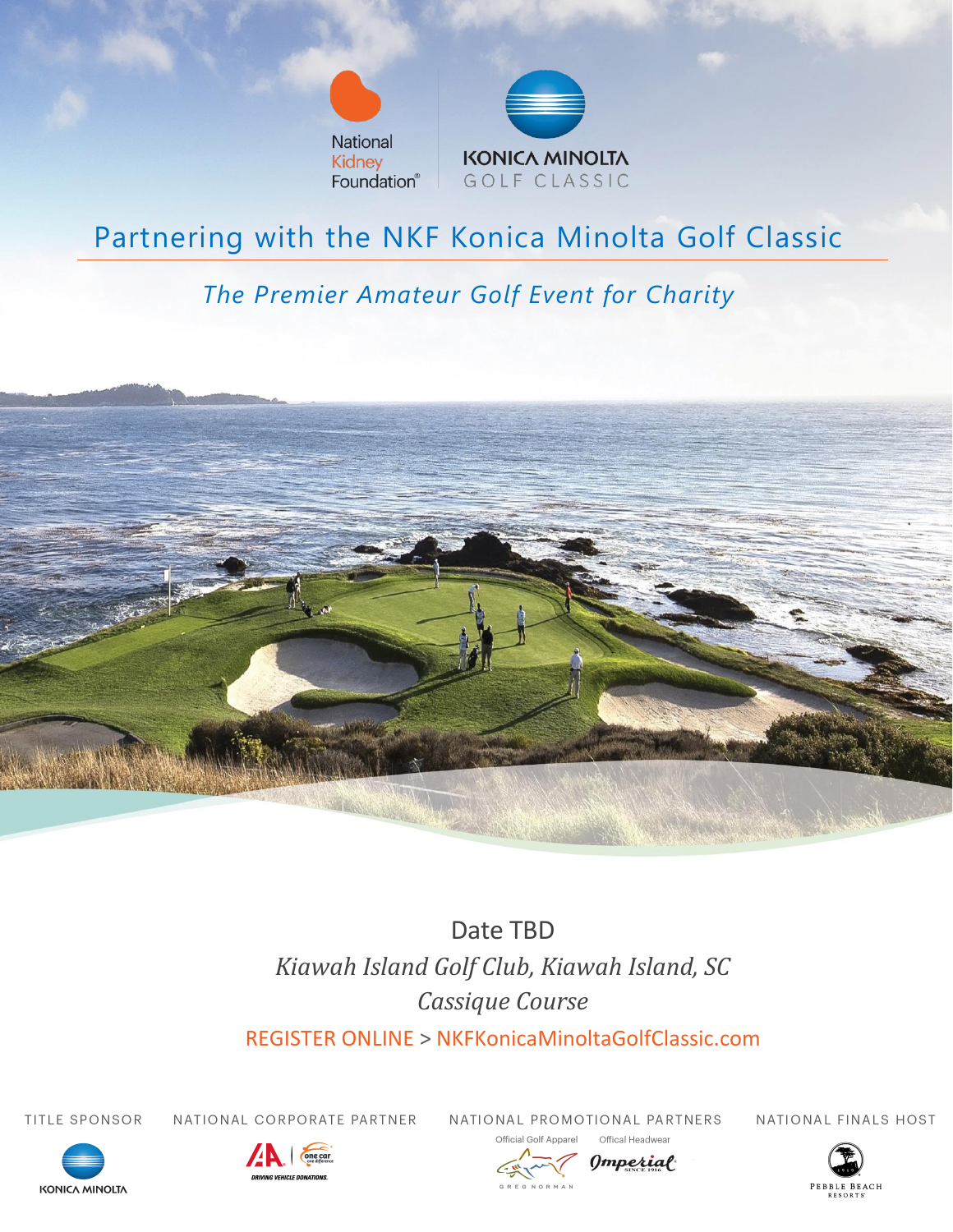National Kidney Foundation®

KONICA MINOLTA GOLF CLASSIC

# Partnering with the NKF Konica Minolta Golf Classic

*The Premier Amateur Golf Event for Charity*

Date TBD

*Kiawah Island Golf Club, Kiawah Island, SC*

*Cassique Course*

REGISTER ONLINE > NKFKonicaMinoltaGolfClassic.com

TITLE SPONSOR

KONICA MINOLTA

NATIONAL CORPORATE PARTNER

IAA | one car one difference

DRIVING VEHICLE DONATIONS.

NATIONAL PROMOTIONAL PARTNERS

Official Golf Apparel — GREG NORMAN

Offical Headwear — Imperial SINCE 1916

NATIONAL FINALS HOST

PEBBLE BEACH RESORTS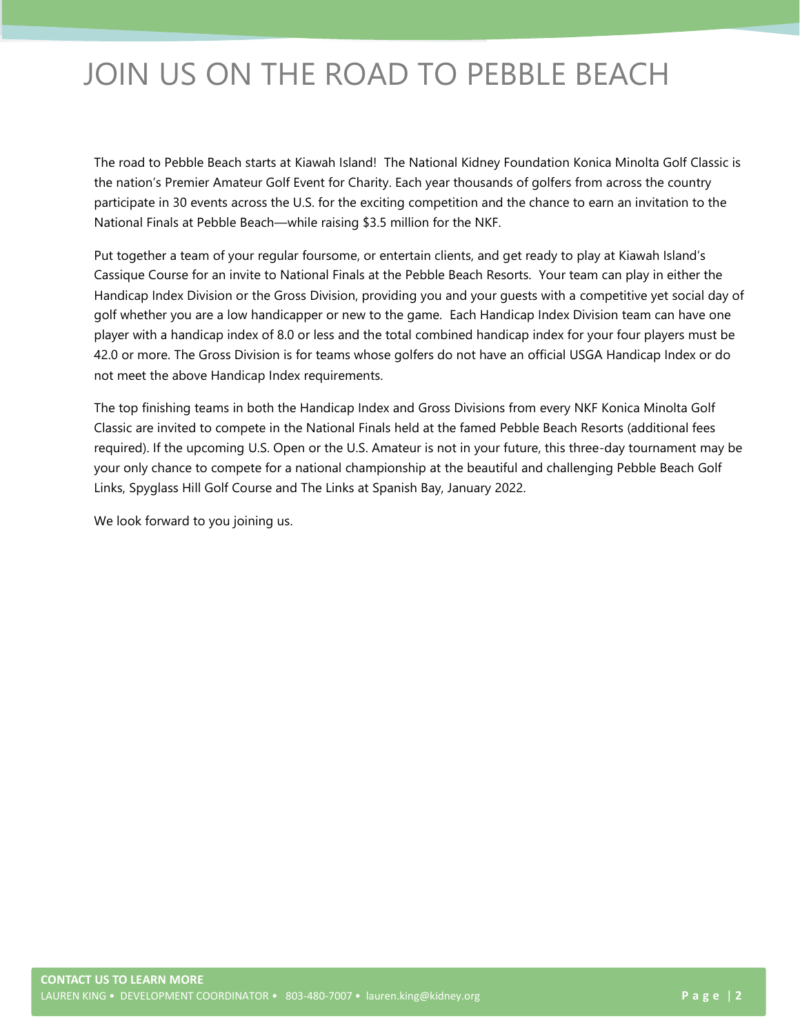# JOIN US ON THE ROAD TO PEBBLE BEACH

The road to Pebble Beach starts at Kiawah Island! The National Kidney Foundation Konica Minolta Golf Classic is the nation's Premier Amateur Golf Event for Charity. Each year thousands of golfers from across the country participate in 30 events across the U.S. for the exciting competition and the chance to earn an invitation to the National Finals at Pebble Beach—while raising $3.5 million for the NKF.

Put together a team of your regular foursome, or entertain clients, and get ready to play at Kiawah Island's Cassique Course for an invite to National Finals at the Pebble Beach Resorts. Your team can play in either the Handicap Index Division or the Gross Division, providing you and your guests with a competitive yet social day of golf whether you are a low handicapper or new to the game. Each Handicap Index Division team can have one player with a handicap index of 8.0 or less and the total combined handicap index for your four players must be 42.0 or more. The Gross Division is for teams whose golfers do not have an official USGA Handicap Index or do not meet the above Handicap Index requirements.

The top finishing teams in both the Handicap Index and Gross Divisions from every NKF Konica Minolta Golf Classic are invited to compete in the National Finals held at the famed Pebble Beach Resorts (additional fees required). If the upcoming U.S. Open or the U.S. Amateur is not in your future, this three-day tournament may be your only chance to compete for a national championship at the beautiful and challenging Pebble Beach Golf Links, Spyglass Hill Golf Course and The Links at Spanish Bay, January 2022.

We look forward to you joining us.

**CONTACT US TO LEARN MORE**
LAUREN KING • DEVELOPMENT COORDINATOR • 803-480-7007 • lauren.king@kidney.org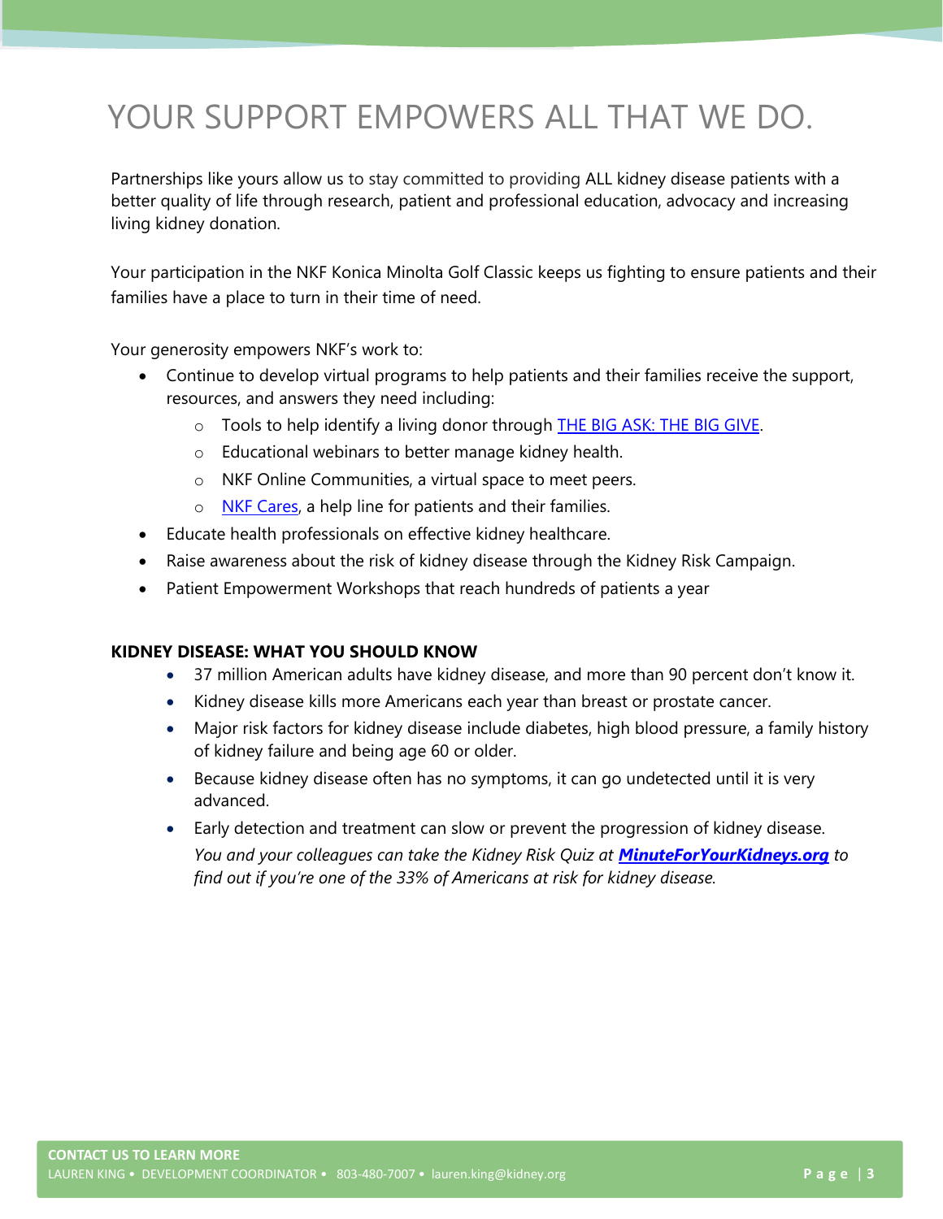# YOUR SUPPORT EMPOWERS ALL THAT WE DO.

Partnerships like yours allow us to stay committed to providing ALL kidney disease patients with a better quality of life through research, patient and professional education, advocacy and increasing living kidney donation.

Your participation in the NKF Konica Minolta Golf Classic keeps us fighting to ensure patients and their families have a place to turn in their time of need.

Your generosity empowers NKF's work to:

- Continue to develop virtual programs to help patients and their families receive the support, resources, and answers they need including:
  - Tools to help identify a living donor through THE BIG ASK: THE BIG GIVE.
  - Educational webinars to better manage kidney health.
  - NKF Online Communities, a virtual space to meet peers.
  - NKF Cares, a help line for patients and their families.
- Educate health professionals on effective kidney healthcare.
- Raise awareness about the risk of kidney disease through the Kidney Risk Campaign.
- Patient Empowerment Workshops that reach hundreds of patients a year

**KIDNEY DISEASE: WHAT YOU SHOULD KNOW**

- 37 million American adults have kidney disease, and more than 90 percent don't know it.
- Kidney disease kills more Americans each year than breast or prostate cancer.
- Major risk factors for kidney disease include diabetes, high blood pressure, a family history of kidney failure and being age 60 or older.
- Because kidney disease often has no symptoms, it can go undetected until it is very advanced.
- Early detection and treatment can slow or prevent the progression of kidney disease.
  *You and your colleagues can take the Kidney Risk Quiz at* ***MinuteForYourKidneys.org*** *to find out if you're one of the 33% of Americans at risk for kidney disease.*

**CONTACT US TO LEARN MORE**
LAUREN KING • DEVELOPMENT COORDINATOR • 803-480-7007 • lauren.king@kidney.org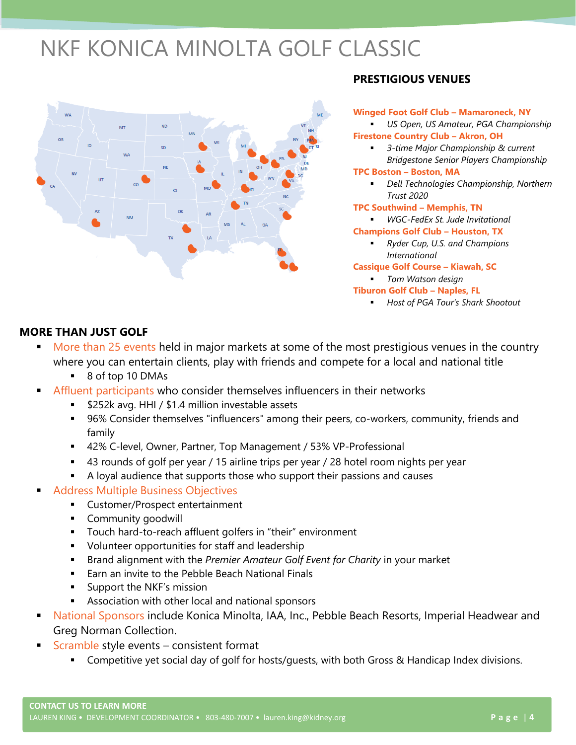# NKF KONICA MINOLTA GOLF CLASSIC

## PRESTIGIOUS VENUES

**Winged Foot Golf Club – Mamaroneck, NY**

- *US Open, US Amateur, PGA Championship*

**Firestone Country Club – Akron, OH**

- *3-time Major Championship & current Bridgestone Senior Players Championship*

**TPC Boston – Boston, MA**

- *Dell Technologies Championship, Northern Trust 2020*

**TPC Southwind – Memphis, TN**

- *WGC-FedEx St. Jude Invitational*

**Champions Golf Club – Houston, TX**

- *Ryder Cup, U.S. and Champions International*

**Cassique Golf Course – Kiawah, SC**

- *Tom Watson design*

**Tiburon Golf Club – Naples, FL**

- *Host of PGA Tour's Shark Shootout*

## MORE THAN JUST GOLF

- More than 25 events held in major markets at some of the most prestigious venues in the country where you can entertain clients, play with friends and compete for a local and national title
  - 8 of top 10 DMAs
- Affluent participants who consider themselves influencers in their networks
  - $252k avg. HHI / $1.4 million investable assets
  - 96% Consider themselves "influencers" among their peers, co-workers, community, friends and family
  - 42% C-level, Owner, Partner, Top Management / 53% VP-Professional
  - 43 rounds of golf per year / 15 airline trips per year / 28 hotel room nights per year
  - A loyal audience that supports those who support their passions and causes
- Address Multiple Business Objectives
  - Customer/Prospect entertainment
  - Community goodwill
  - Touch hard-to-reach affluent golfers in "their" environment
  - Volunteer opportunities for staff and leadership
  - Brand alignment with the *Premier Amateur Golf Event for Charity* in your market
  - Earn an invite to the Pebble Beach National Finals
  - Support the NKF's mission
  - Association with other local and national sponsors
- National Sponsors include Konica Minolta, IAA, Inc., Pebble Beach Resorts, Imperial Headwear and Greg Norman Collection.
- Scramble style events – consistent format
  - Competitive yet social day of golf for hosts/guests, with both Gross & Handicap Index divisions.

**CONTACT US TO LEARN MORE**

LAUREN KING • DEVELOPMENT COORDINATOR • 803-480-7007 • lauren.king@kidney.org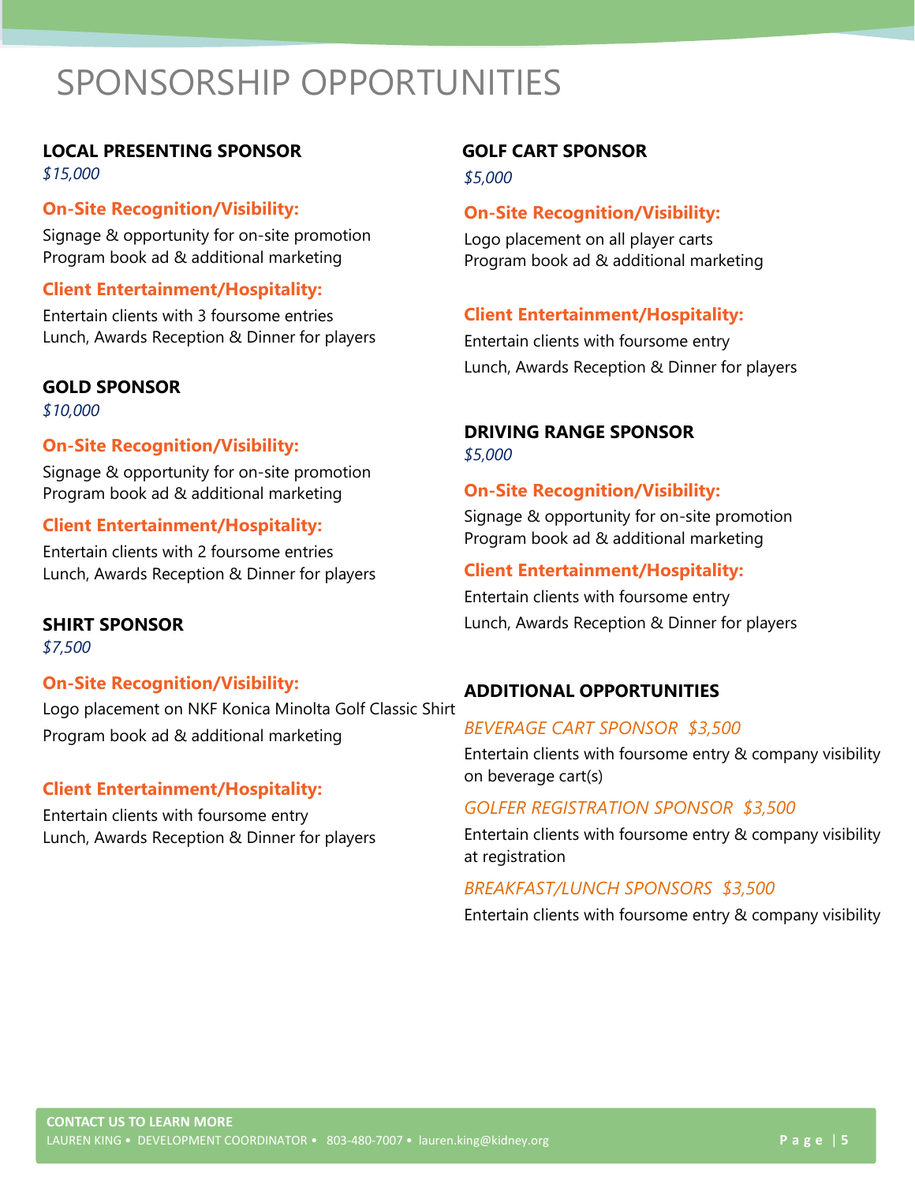# SPONSORSHIP OPPORTUNITIES

## LOCAL PRESENTING SPONSOR

*$15,000*

**On-Site Recognition/Visibility:**

Signage & opportunity for on-site promotion
Program book ad & additional marketing

**Client Entertainment/Hospitality:**

Entertain clients with 3 foursome entries
Lunch, Awards Reception & Dinner for players

## GOLD SPONSOR

*$10,000*

**On-Site Recognition/Visibility:**

Signage & opportunity for on-site promotion
Program book ad & additional marketing

**Client Entertainment/Hospitality:**

Entertain clients with 2 foursome entries
Lunch, Awards Reception & Dinner for players

## SHIRT SPONSOR

*$7,500*

**On-Site Recognition/Visibility:**

Logo placement on NKF Konica Minolta Golf Classic Shirt
Program book ad & additional marketing

**Client Entertainment/Hospitality:**

Entertain clients with foursome entry
Lunch, Awards Reception & Dinner for players

## GOLF CART SPONSOR

*$5,000*

**On-Site Recognition/Visibility:**

Logo placement on all player carts
Program book ad & additional marketing

**Client Entertainment/Hospitality:**

Entertain clients with foursome entry
Lunch, Awards Reception & Dinner for players

## DRIVING RANGE SPONSOR

*$5,000*

**On-Site Recognition/Visibility:**

Signage & opportunity for on-site promotion
Program book ad & additional marketing

**Client Entertainment/Hospitality:**

Entertain clients with foursome entry
Lunch, Awards Reception & Dinner for players

## ADDITIONAL OPPORTUNITIES

*BEVERAGE CART SPONSOR $3,500*

Entertain clients with foursome entry & company visibility on beverage cart(s)

*GOLFER REGISTRATION SPONSOR $3,500*

Entertain clients with foursome entry & company visibility at registration

*BREAKFAST/LUNCH SPONSORS $3,500*

Entertain clients with foursome entry & company visibility

**CONTACT US TO LEARN MORE**
LAUREN KING • DEVELOPMENT COORDINATOR • 803-480-7007 • lauren.king@kidney.org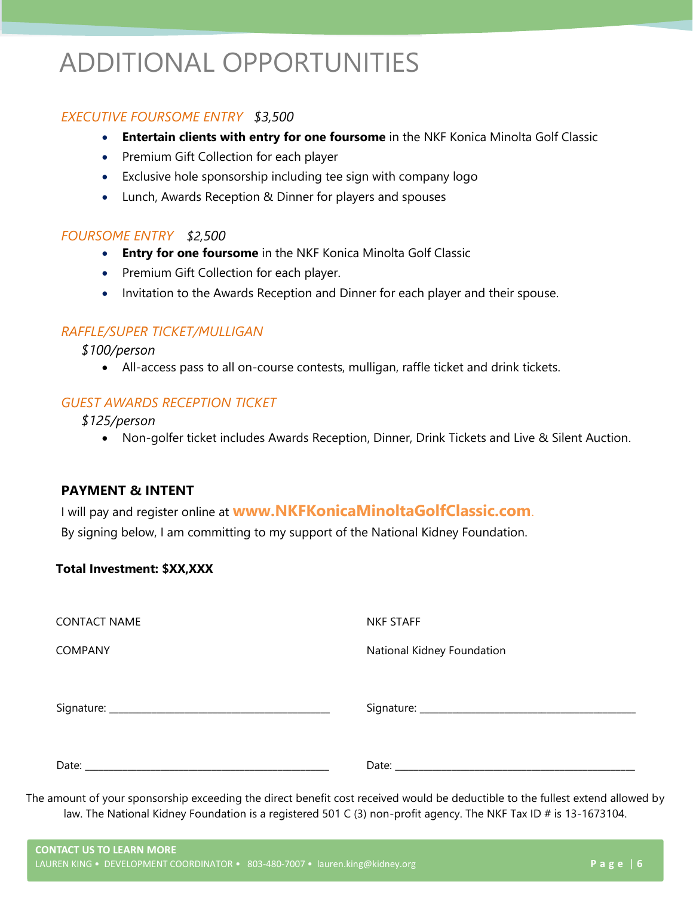# ADDITIONAL OPPORTUNITIES

### *EXECUTIVE FOURSOME ENTRY $3,500*

- **Entertain clients with entry for one foursome** in the NKF Konica Minolta Golf Classic
- Premium Gift Collection for each player
- Exclusive hole sponsorship including tee sign with company logo
- Lunch, Awards Reception & Dinner for players and spouses

### *FOURSOME ENTRY $2,500*

- **Entry for one foursome** in the NKF Konica Minolta Golf Classic
- Premium Gift Collection for each player.
- Invitation to the Awards Reception and Dinner for each player and their spouse.

### *RAFFLE/SUPER TICKET/MULLIGAN*

*$100/person*

- All-access pass to all on-course contests, mulligan, raffle ticket and drink tickets.

### *GUEST AWARDS RECEPTION TICKET*

*$125/person*

- Non-golfer ticket includes Awards Reception, Dinner, Drink Tickets and Live & Silent Auction.

**PAYMENT & INTENT**

I will pay and register online at **www.NKFKonicaMinoltaGolfClassic.com**.
By signing below, I am committing to my support of the National Kidney Foundation.

**Total Investment: $XX,XXX**

CONTACT NAME

COMPANY

Signature: ______________________________

Date: ______________________________

NKF STAFF

National Kidney Foundation

Signature: ______________________________

Date: ______________________________

The amount of your sponsorship exceeding the direct benefit cost received would be deductible to the fullest extend allowed by law. The National Kidney Foundation is a registered 501 C (3) non-profit agency. The NKF Tax ID # is 13-1673104.

**CONTACT US TO LEARN MORE**
LAUREN KING • DEVELOPMENT COORDINATOR • 803-480-7007 • lauren.king@kidney.org